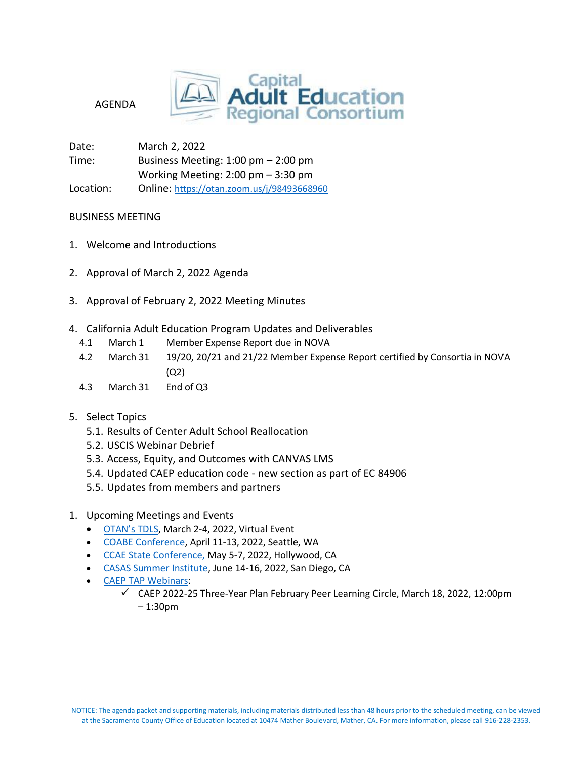AGENDA

**Capital Adult Education Regional Consortium**

Date: March 2, 2022
Time: Business Meeting: 1:00 pm – 2:00 pm
Working Meeting: 2:00 pm – 3:30 pm
Location: Online: https://otan.zoom.us/j/98493668960

## BUSINESS MEETING

1. Welcome and Introductions

2. Approval of March 2, 2022 Agenda

3. Approval of February 2, 2022 Meeting Minutes

4. California Adult Education Program Updates and Deliverables
   - 4.1 March 1 Member Expense Report due in NOVA
   - 4.2 March 31 19/20, 20/21 and 21/22 Member Expense Report certified by Consortia in NOVA (Q2)
   - 4.3 March 31 End of Q3

5. Select Topics
   - 5.1. Results of Center Adult School Reallocation
   - 5.2. USCIS Webinar Debrief
   - 5.3. Access, Equity, and Outcomes with CANVAS LMS
   - 5.4. Updated CAEP education code - new section as part of EC 84906
   - 5.5. Updates from members and partners

1. Upcoming Meetings and Events
   - OTAN's TDLS, March 2-4, 2022, Virtual Event
   - COABE Conference, April 11-13, 2022, Seattle, WA
   - CCAE State Conference, May 5-7, 2022, Hollywood, CA
   - CASAS Summer Institute, June 14-16, 2022, San Diego, CA
   - CAEP TAP Webinars:
     - ✓ CAEP 2022-25 Three-Year Plan February Peer Learning Circle, March 18, 2022, 12:00pm – 1:30pm

NOTICE: The agenda packet and supporting materials, including materials distributed less than 48 hours prior to the scheduled meeting, can be viewed at the Sacramento County Office of Education located at 10474 Mather Boulevard, Mather, CA. For more information, please call 916-228-2353.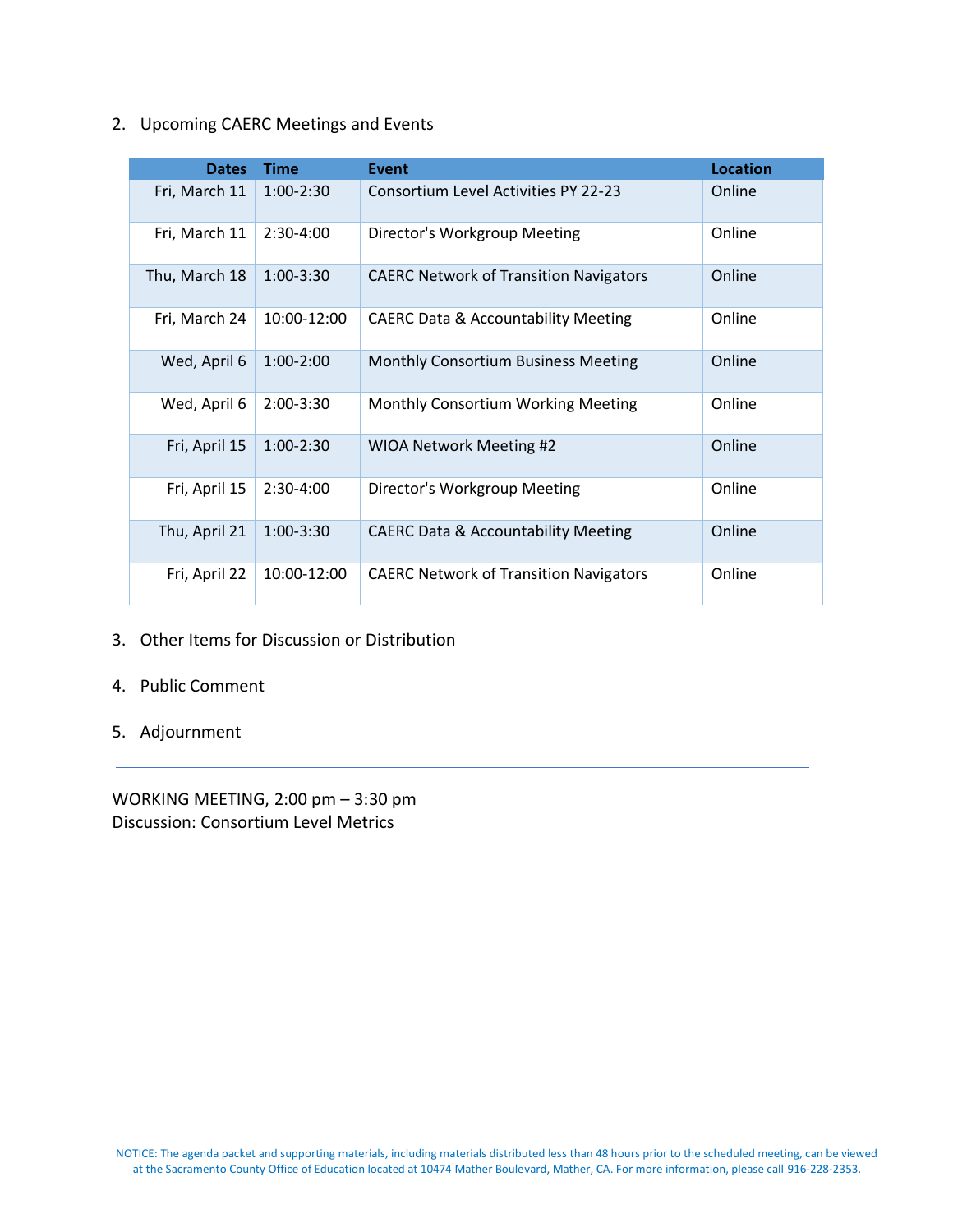2. Upcoming CAERC Meetings and Events

| Dates | Time | Event | Location |
|---|---|---|---|
| Fri, March 11 | 1:00-2:30 | Consortium Level Activities PY 22-23 | Online |
| Fri, March 11 | 2:30-4:00 | Director's Workgroup Meeting | Online |
| Thu, March 18 | 1:00-3:30 | CAERC Network of Transition Navigators | Online |
| Fri, March 24 | 10:00-12:00 | CAERC Data & Accountability Meeting | Online |
| Wed, April 6 | 1:00-2:00 | Monthly Consortium Business Meeting | Online |
| Wed, April 6 | 2:00-3:30 | Monthly Consortium Working Meeting | Online |
| Fri, April 15 | 1:00-2:30 | WIOA Network Meeting #2 | Online |
| Fri, April 15 | 2:30-4:00 | Director's Workgroup Meeting | Online |
| Thu, April 21 | 1:00-3:30 | CAERC Data & Accountability Meeting | Online |
| Fri, April 22 | 10:00-12:00 | CAERC Network of Transition Navigators | Online |

3. Other Items for Discussion or Distribution

4. Public Comment

5. Adjournment

---

WORKING MEETING, 2:00 pm – 3:30 pm
Discussion: Consortium Level Metrics

NOTICE: The agenda packet and supporting materials, including materials distributed less than 48 hours prior to the scheduled meeting, can be viewed at the Sacramento County Office of Education located at 10474 Mather Boulevard, Mather, CA. For more information, please call 916-228-2353.